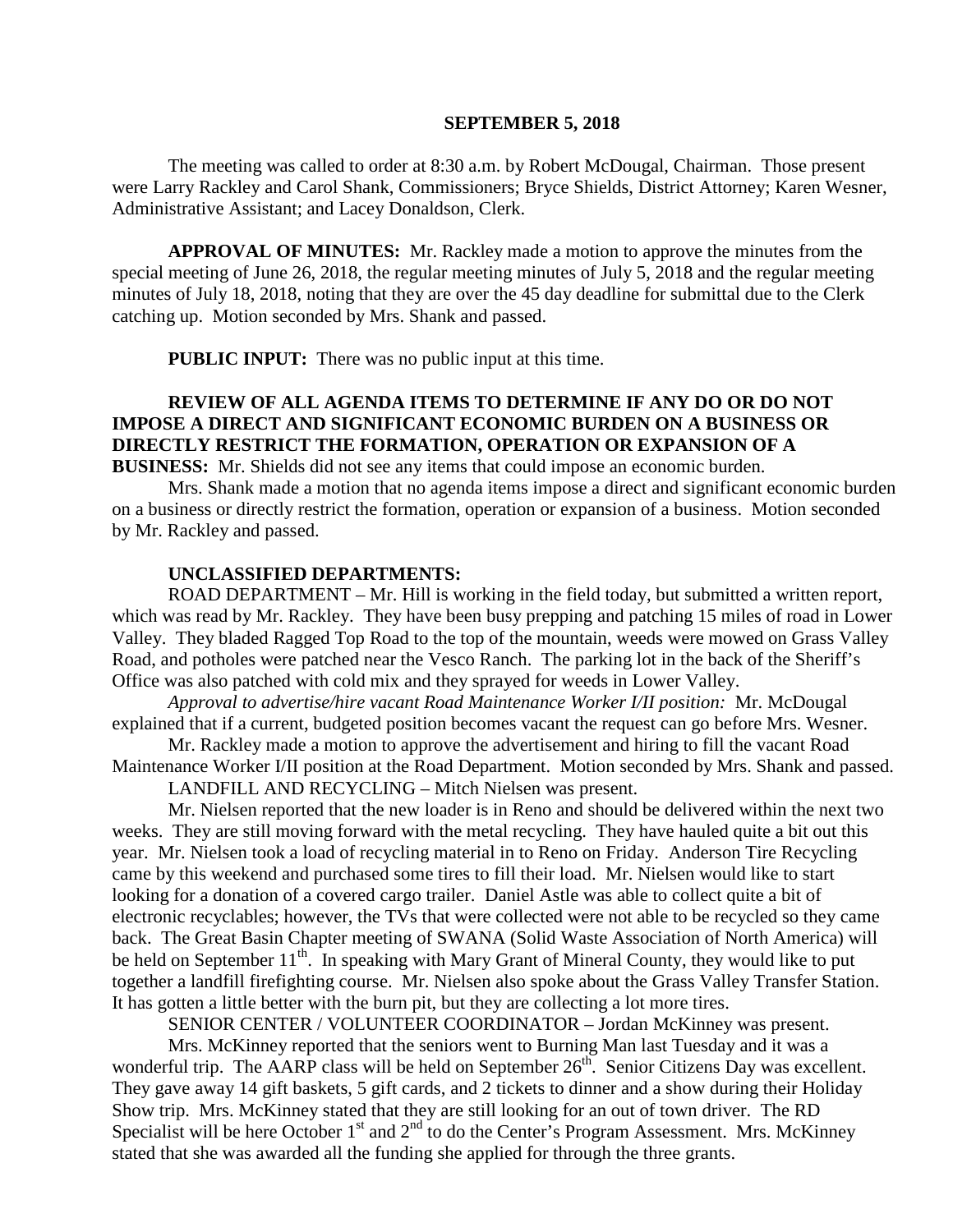**SEPTEMBER 5, 2018**

The meeting was called to order at 8:30 a.m. by Robert McDougal, Chairman. Those present were Larry Rackley and Carol Shank, Commissioners; Bryce Shields, District Attorney; Karen Wesner, Administrative Assistant; and Lacey Donaldson, Clerk.

**APPROVAL OF MINUTES:** Mr. Rackley made a motion to approve the minutes from the special meeting of June 26, 2018, the regular meeting minutes of July 5, 2018 and the regular meeting minutes of July 18, 2018, noting that they are over the 45 day deadline for submittal due to the Clerk catching up. Motion seconded by Mrs. Shank and passed.

**PUBLIC INPUT:** There was no public input at this time.

**REVIEW OF ALL AGENDA ITEMS TO DETERMINE IF ANY DO OR DO NOT IMPOSE A DIRECT AND SIGNIFICANT ECONOMIC BURDEN ON A BUSINESS OR DIRECTLY RESTRICT THE FORMATION, OPERATION OR EXPANSION OF A BUSINESS:** Mr. Shields did not see any items that could impose an economic burden.

Mrs. Shank made a motion that no agenda items impose a direct and significant economic burden on a business or directly restrict the formation, operation or expansion of a business. Motion seconded by Mr. Rackley and passed.

**UNCLASSIFIED DEPARTMENTS:**

ROAD DEPARTMENT – Mr. Hill is working in the field today, but submitted a written report, which was read by Mr. Rackley. They have been busy prepping and patching 15 miles of road in Lower Valley. They bladed Ragged Top Road to the top of the mountain, weeds were mowed on Grass Valley Road, and potholes were patched near the Vesco Ranch. The parking lot in the back of the Sheriff's Office was also patched with cold mix and they sprayed for weeds in Lower Valley.

*Approval to advertise/hire vacant Road Maintenance Worker I/II position:* Mr. McDougal explained that if a current, budgeted position becomes vacant the request can go before Mrs. Wesner.

Mr. Rackley made a motion to approve the advertisement and hiring to fill the vacant Road Maintenance Worker I/II position at the Road Department. Motion seconded by Mrs. Shank and passed.

LANDFILL AND RECYCLING – Mitch Nielsen was present.

Mr. Nielsen reported that the new loader is in Reno and should be delivered within the next two weeks. They are still moving forward with the metal recycling. They have hauled quite a bit out this year. Mr. Nielsen took a load of recycling material in to Reno on Friday. Anderson Tire Recycling came by this weekend and purchased some tires to fill their load. Mr. Nielsen would like to start looking for a donation of a covered cargo trailer. Daniel Astle was able to collect quite a bit of electronic recyclables; however, the TVs that were collected were not able to be recycled so they came back. The Great Basin Chapter meeting of SWANA (Solid Waste Association of North America) will be held on September 11th. In speaking with Mary Grant of Mineral County, they would like to put together a landfill firefighting course. Mr. Nielsen also spoke about the Grass Valley Transfer Station. It has gotten a little better with the burn pit, but they are collecting a lot more tires.

SENIOR CENTER / VOLUNTEER COORDINATOR – Jordan McKinney was present.

Mrs. McKinney reported that the seniors went to Burning Man last Tuesday and it was a wonderful trip. The AARP class will be held on September 26th. Senior Citizens Day was excellent. They gave away 14 gift baskets, 5 gift cards, and 2 tickets to dinner and a show during their Holiday Show trip. Mrs. McKinney stated that they are still looking for an out of town driver. The RD Specialist will be here October 1st and 2nd to do the Center's Program Assessment. Mrs. McKinney stated that she was awarded all the funding she applied for through the three grants.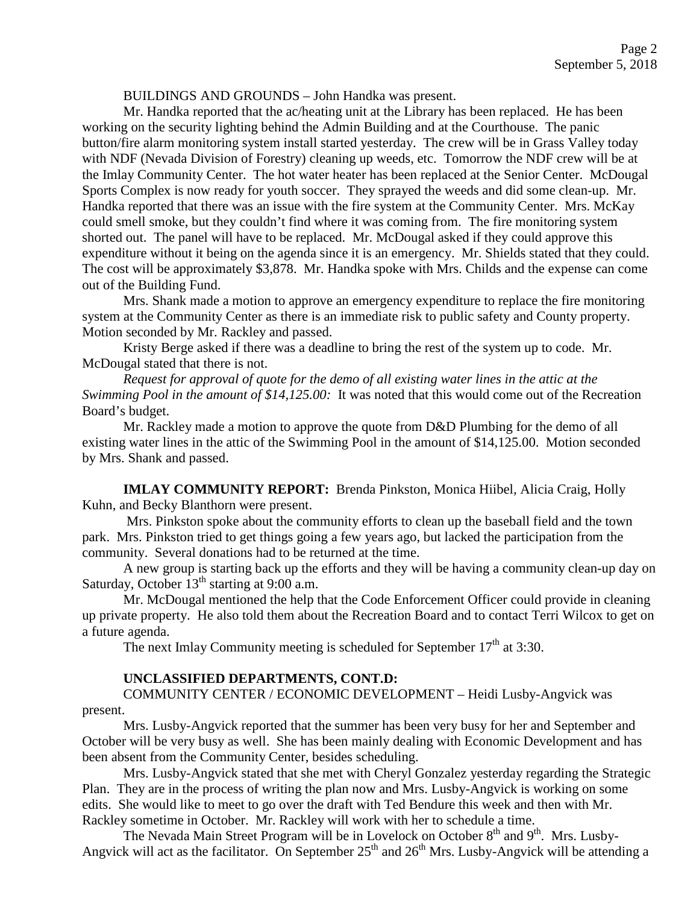BUILDINGS AND GROUNDS – John Handka was present.

Mr. Handka reported that the ac/heating unit at the Library has been replaced. He has been working on the security lighting behind the Admin Building and at the Courthouse. The panic button/fire alarm monitoring system install started yesterday. The crew will be in Grass Valley today with NDF (Nevada Division of Forestry) cleaning up weeds, etc. Tomorrow the NDF crew will be at the Imlay Community Center. The hot water heater has been replaced at the Senior Center. McDougal Sports Complex is now ready for youth soccer. They sprayed the weeds and did some clean-up. Mr. Handka reported that there was an issue with the fire system at the Community Center. Mrs. McKay could smell smoke, but they couldn't find where it was coming from. The fire monitoring system shorted out. The panel will have to be replaced. Mr. McDougal asked if they could approve this expenditure without it being on the agenda since it is an emergency. Mr. Shields stated that they could. The cost will be approximately $3,878. Mr. Handka spoke with Mrs. Childs and the expense can come out of the Building Fund.

Mrs. Shank made a motion to approve an emergency expenditure to replace the fire monitoring system at the Community Center as there is an immediate risk to public safety and County property. Motion seconded by Mr. Rackley and passed.

Kristy Berge asked if there was a deadline to bring the rest of the system up to code. Mr. McDougal stated that there is not.

*Request for approval of quote for the demo of all existing water lines in the attic at the Swimming Pool in the amount of $14,125.00:* It was noted that this would come out of the Recreation Board's budget.

Mr. Rackley made a motion to approve the quote from D&D Plumbing for the demo of all existing water lines in the attic of the Swimming Pool in the amount of $14,125.00. Motion seconded by Mrs. Shank and passed.

**IMLAY COMMUNITY REPORT:** Brenda Pinkston, Monica Hiibel, Alicia Craig, Holly Kuhn, and Becky Blanthorn were present.

Mrs. Pinkston spoke about the community efforts to clean up the baseball field and the town park. Mrs. Pinkston tried to get things going a few years ago, but lacked the participation from the community. Several donations had to be returned at the time.

A new group is starting back up the efforts and they will be having a community clean-up day on Saturday, October 13th starting at 9:00 a.m.

Mr. McDougal mentioned the help that the Code Enforcement Officer could provide in cleaning up private property. He also told them about the Recreation Board and to contact Terri Wilcox to get on a future agenda.

The next Imlay Community meeting is scheduled for September 17th at 3:30.

**UNCLASSIFIED DEPARTMENTS, CONT.D:**

COMMUNITY CENTER / ECONOMIC DEVELOPMENT – Heidi Lusby-Angvick was present.

Mrs. Lusby-Angvick reported that the summer has been very busy for her and September and October will be very busy as well. She has been mainly dealing with Economic Development and has been absent from the Community Center, besides scheduling.

Mrs. Lusby-Angvick stated that she met with Cheryl Gonzalez yesterday regarding the Strategic Plan. They are in the process of writing the plan now and Mrs. Lusby-Angvick is working on some edits. She would like to meet to go over the draft with Ted Bendure this week and then with Mr. Rackley sometime in October. Mr. Rackley will work with her to schedule a time.

The Nevada Main Street Program will be in Lovelock on October 8th and 9th. Mrs. Lusby-Angvick will act as the facilitator. On September 25th and 26th Mrs. Lusby-Angvick will be attending a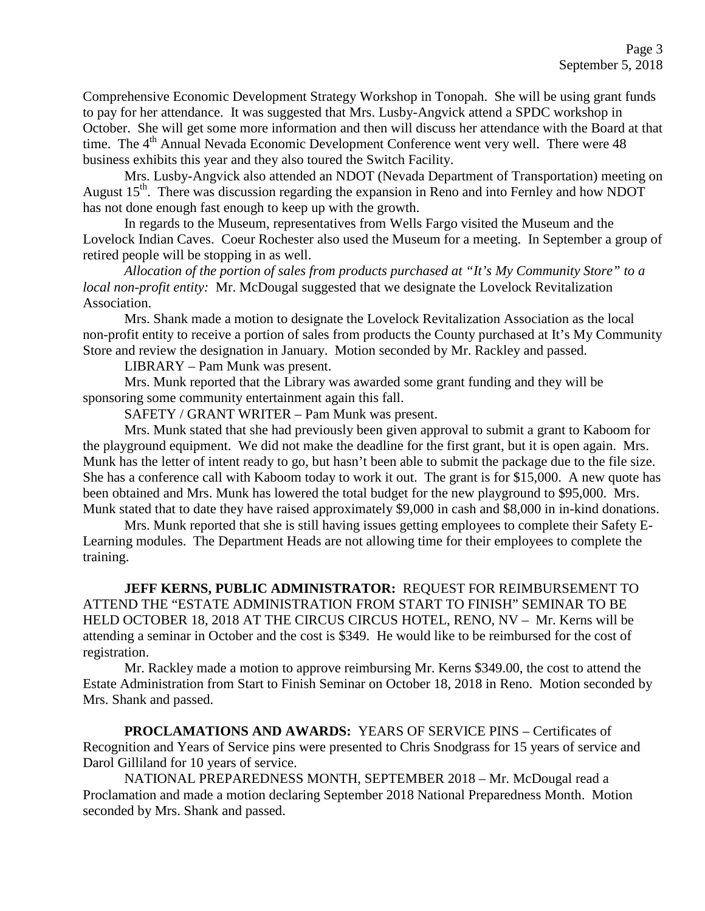Comprehensive Economic Development Strategy Workshop in Tonopah. She will be using grant funds to pay for her attendance. It was suggested that Mrs. Lusby-Angvick attend a SPDC workshop in October. She will get some more information and then will discuss her attendance with the Board at that time. The 4th Annual Nevada Economic Development Conference went very well. There were 48 business exhibits this year and they also toured the Switch Facility.

Mrs. Lusby-Angvick also attended an NDOT (Nevada Department of Transportation) meeting on August 15th. There was discussion regarding the expansion in Reno and into Fernley and how NDOT has not done enough fast enough to keep up with the growth.

In regards to the Museum, representatives from Wells Fargo visited the Museum and the Lovelock Indian Caves. Coeur Rochester also used the Museum for a meeting. In September a group of retired people will be stopping in as well.

*Allocation of the portion of sales from products purchased at "It's My Community Store" to a local non-profit entity:* Mr. McDougal suggested that we designate the Lovelock Revitalization Association.

Mrs. Shank made a motion to designate the Lovelock Revitalization Association as the local non-profit entity to receive a portion of sales from products the County purchased at It's My Community Store and review the designation in January. Motion seconded by Mr. Rackley and passed.

LIBRARY – Pam Munk was present.

Mrs. Munk reported that the Library was awarded some grant funding and they will be sponsoring some community entertainment again this fall.

SAFETY / GRANT WRITER – Pam Munk was present.

Mrs. Munk stated that she had previously been given approval to submit a grant to Kaboom for the playground equipment. We did not make the deadline for the first grant, but it is open again. Mrs. Munk has the letter of intent ready to go, but hasn't been able to submit the package due to the file size. She has a conference call with Kaboom today to work it out. The grant is for $15,000. A new quote has been obtained and Mrs. Munk has lowered the total budget for the new playground to $95,000. Mrs. Munk stated that to date they have raised approximately $9,000 in cash and $8,000 in in-kind donations.

Mrs. Munk reported that she is still having issues getting employees to complete their Safety E-Learning modules. The Department Heads are not allowing time for their employees to complete the training.

**JEFF KERNS, PUBLIC ADMINISTRATOR:** REQUEST FOR REIMBURSEMENT TO ATTEND THE "ESTATE ADMINISTRATION FROM START TO FINISH" SEMINAR TO BE HELD OCTOBER 18, 2018 AT THE CIRCUS CIRCUS HOTEL, RENO, NV – Mr. Kerns will be attending a seminar in October and the cost is $349. He would like to be reimbursed for the cost of registration.

Mr. Rackley made a motion to approve reimbursing Mr. Kerns $349.00, the cost to attend the Estate Administration from Start to Finish Seminar on October 18, 2018 in Reno. Motion seconded by Mrs. Shank and passed.

**PROCLAMATIONS AND AWARDS:** YEARS OF SERVICE PINS – Certificates of Recognition and Years of Service pins were presented to Chris Snodgrass for 15 years of service and Darol Gilliland for 10 years of service.

NATIONAL PREPAREDNESS MONTH, SEPTEMBER 2018 – Mr. McDougal read a Proclamation and made a motion declaring September 2018 National Preparedness Month. Motion seconded by Mrs. Shank and passed.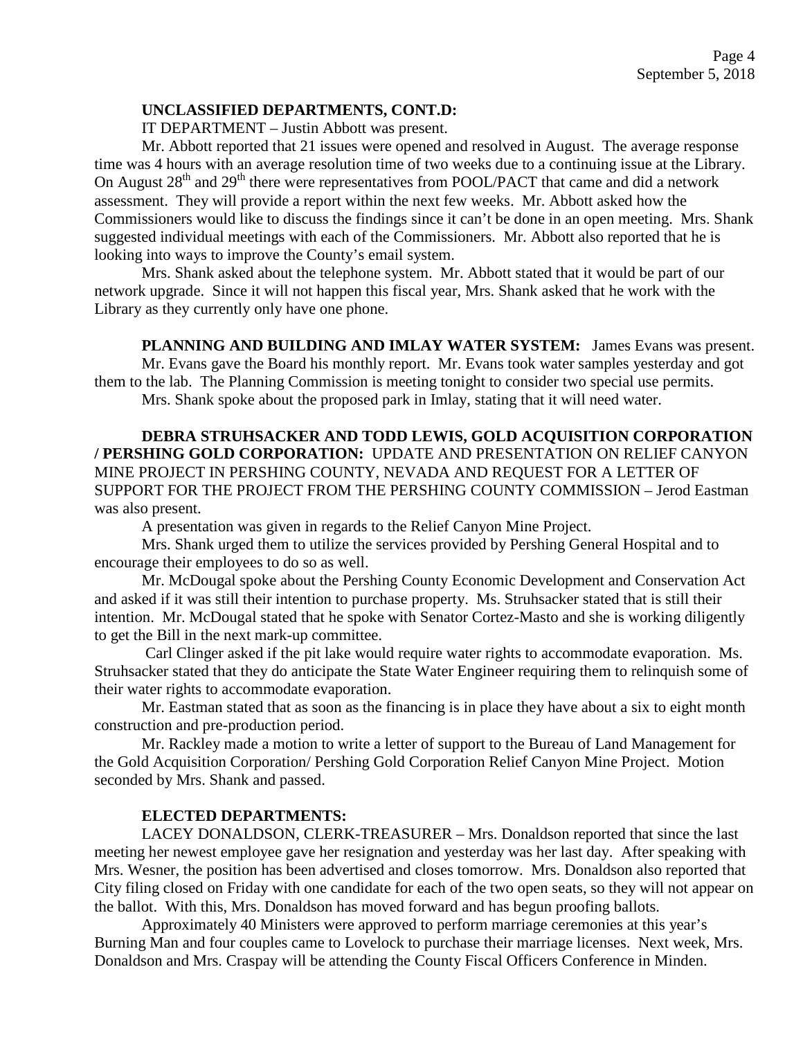**UNCLASSIFIED DEPARTMENTS, CONT.D:**

IT DEPARTMENT – Justin Abbott was present.

Mr. Abbott reported that 21 issues were opened and resolved in August. The average response time was 4 hours with an average resolution time of two weeks due to a continuing issue at the Library. On August 28th and 29th there were representatives from POOL/PACT that came and did a network assessment. They will provide a report within the next few weeks. Mr. Abbott asked how the Commissioners would like to discuss the findings since it can't be done in an open meeting. Mrs. Shank suggested individual meetings with each of the Commissioners. Mr. Abbott also reported that he is looking into ways to improve the County's email system.

Mrs. Shank asked about the telephone system. Mr. Abbott stated that it would be part of our network upgrade. Since it will not happen this fiscal year, Mrs. Shank asked that he work with the Library as they currently only have one phone.

**PLANNING AND BUILDING AND IMLAY WATER SYSTEM:** James Evans was present.

Mr. Evans gave the Board his monthly report. Mr. Evans took water samples yesterday and got them to the lab. The Planning Commission is meeting tonight to consider two special use permits.

Mrs. Shank spoke about the proposed park in Imlay, stating that it will need water.

**DEBRA STRUHSACKER AND TODD LEWIS, GOLD ACQUISITION CORPORATION / PERSHING GOLD CORPORATION:** UPDATE AND PRESENTATION ON RELIEF CANYON MINE PROJECT IN PERSHING COUNTY, NEVADA AND REQUEST FOR A LETTER OF SUPPORT FOR THE PROJECT FROM THE PERSHING COUNTY COMMISSION – Jerod Eastman was also present.

A presentation was given in regards to the Relief Canyon Mine Project.

Mrs. Shank urged them to utilize the services provided by Pershing General Hospital and to encourage their employees to do so as well.

Mr. McDougal spoke about the Pershing County Economic Development and Conservation Act and asked if it was still their intention to purchase property. Ms. Struhsacker stated that is still their intention. Mr. McDougal stated that he spoke with Senator Cortez-Masto and she is working diligently to get the Bill in the next mark-up committee.

Carl Clinger asked if the pit lake would require water rights to accommodate evaporation. Ms. Struhsacker stated that they do anticipate the State Water Engineer requiring them to relinquish some of their water rights to accommodate evaporation.

Mr. Eastman stated that as soon as the financing is in place they have about a six to eight month construction and pre-production period.

Mr. Rackley made a motion to write a letter of support to the Bureau of Land Management for the Gold Acquisition Corporation/ Pershing Gold Corporation Relief Canyon Mine Project. Motion seconded by Mrs. Shank and passed.

**ELECTED DEPARTMENTS:**

LACEY DONALDSON, CLERK-TREASURER – Mrs. Donaldson reported that since the last meeting her newest employee gave her resignation and yesterday was her last day. After speaking with Mrs. Wesner, the position has been advertised and closes tomorrow. Mrs. Donaldson also reported that City filing closed on Friday with one candidate for each of the two open seats, so they will not appear on the ballot. With this, Mrs. Donaldson has moved forward and has begun proofing ballots.

Approximately 40 Ministers were approved to perform marriage ceremonies at this year's Burning Man and four couples came to Lovelock to purchase their marriage licenses. Next week, Mrs. Donaldson and Mrs. Craspay will be attending the County Fiscal Officers Conference in Minden.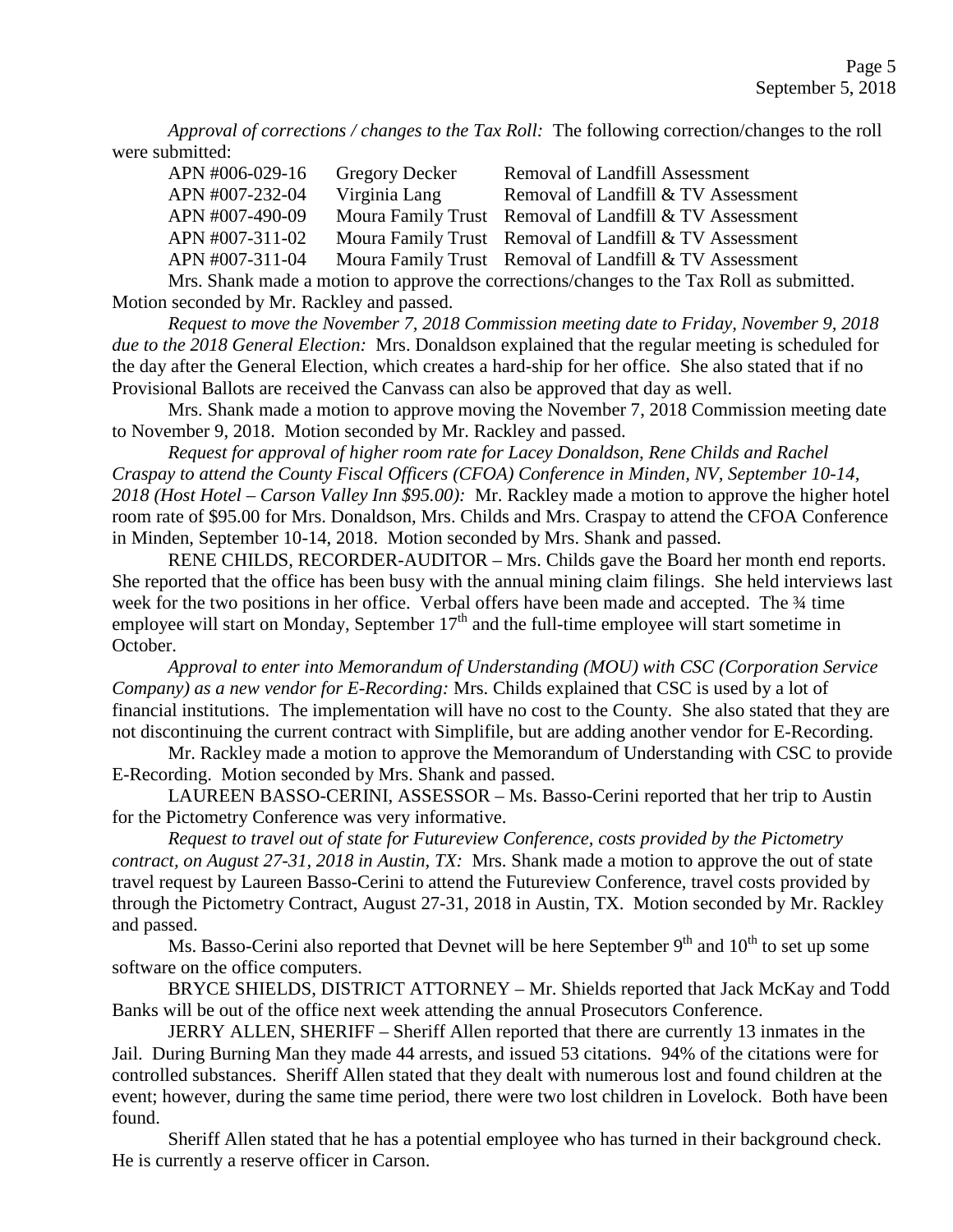*Approval of corrections / changes to the Tax Roll:* The following correction/changes to the roll were submitted:

| | | |
|---|---|---|
| APN #006-029-16 | Gregory Decker | Removal of Landfill Assessment |
| APN #007-232-04 | Virginia Lang | Removal of Landfill & TV Assessment |
| APN #007-490-09 | Moura Family Trust | Removal of Landfill & TV Assessment |
| APN #007-311-02 | Moura Family Trust | Removal of Landfill & TV Assessment |
| APN #007-311-04 | Moura Family Trust | Removal of Landfill & TV Assessment |

Mrs. Shank made a motion to approve the corrections/changes to the Tax Roll as submitted. Motion seconded by Mr. Rackley and passed.

*Request to move the November 7, 2018 Commission meeting date to Friday, November 9, 2018 due to the 2018 General Election:* Mrs. Donaldson explained that the regular meeting is scheduled for the day after the General Election, which creates a hard-ship for her office. She also stated that if no Provisional Ballots are received the Canvass can also be approved that day as well.

Mrs. Shank made a motion to approve moving the November 7, 2018 Commission meeting date to November 9, 2018. Motion seconded by Mr. Rackley and passed.

*Request for approval of higher room rate for Lacey Donaldson, Rene Childs and Rachel Craspay to attend the County Fiscal Officers (CFOA) Conference in Minden, NV, September 10-14, 2018 (Host Hotel – Carson Valley Inn $95.00):* Mr. Rackley made a motion to approve the higher hotel room rate of $95.00 for Mrs. Donaldson, Mrs. Childs and Mrs. Craspay to attend the CFOA Conference in Minden, September 10-14, 2018. Motion seconded by Mrs. Shank and passed.

RENE CHILDS, RECORDER-AUDITOR – Mrs. Childs gave the Board her month end reports. She reported that the office has been busy with the annual mining claim filings. She held interviews last week for the two positions in her office. Verbal offers have been made and accepted. The ¾ time employee will start on Monday, September 17th and the full-time employee will start sometime in October.

*Approval to enter into Memorandum of Understanding (MOU) with CSC (Corporation Service Company) as a new vendor for E-Recording:* Mrs. Childs explained that CSC is used by a lot of financial institutions. The implementation will have no cost to the County. She also stated that they are not discontinuing the current contract with Simplifile, but are adding another vendor for E-Recording.

Mr. Rackley made a motion to approve the Memorandum of Understanding with CSC to provide E-Recording. Motion seconded by Mrs. Shank and passed.

LAUREEN BASSO-CERINI, ASSESSOR – Ms. Basso-Cerini reported that her trip to Austin for the Pictometry Conference was very informative.

*Request to travel out of state for Futureview Conference, costs provided by the Pictometry contract, on August 27-31, 2018 in Austin, TX:* Mrs. Shank made a motion to approve the out of state travel request by Laureen Basso-Cerini to attend the Futureview Conference, travel costs provided by through the Pictometry Contract, August 27-31, 2018 in Austin, TX. Motion seconded by Mr. Rackley and passed.

Ms. Basso-Cerini also reported that Devnet will be here September 9th and 10th to set up some software on the office computers.

BRYCE SHIELDS, DISTRICT ATTORNEY – Mr. Shields reported that Jack McKay and Todd Banks will be out of the office next week attending the annual Prosecutors Conference.

JERRY ALLEN, SHERIFF – Sheriff Allen reported that there are currently 13 inmates in the Jail. During Burning Man they made 44 arrests, and issued 53 citations. 94% of the citations were for controlled substances. Sheriff Allen stated that they dealt with numerous lost and found children at the event; however, during the same time period, there were two lost children in Lovelock. Both have been found.

Sheriff Allen stated that he has a potential employee who has turned in their background check. He is currently a reserve officer in Carson.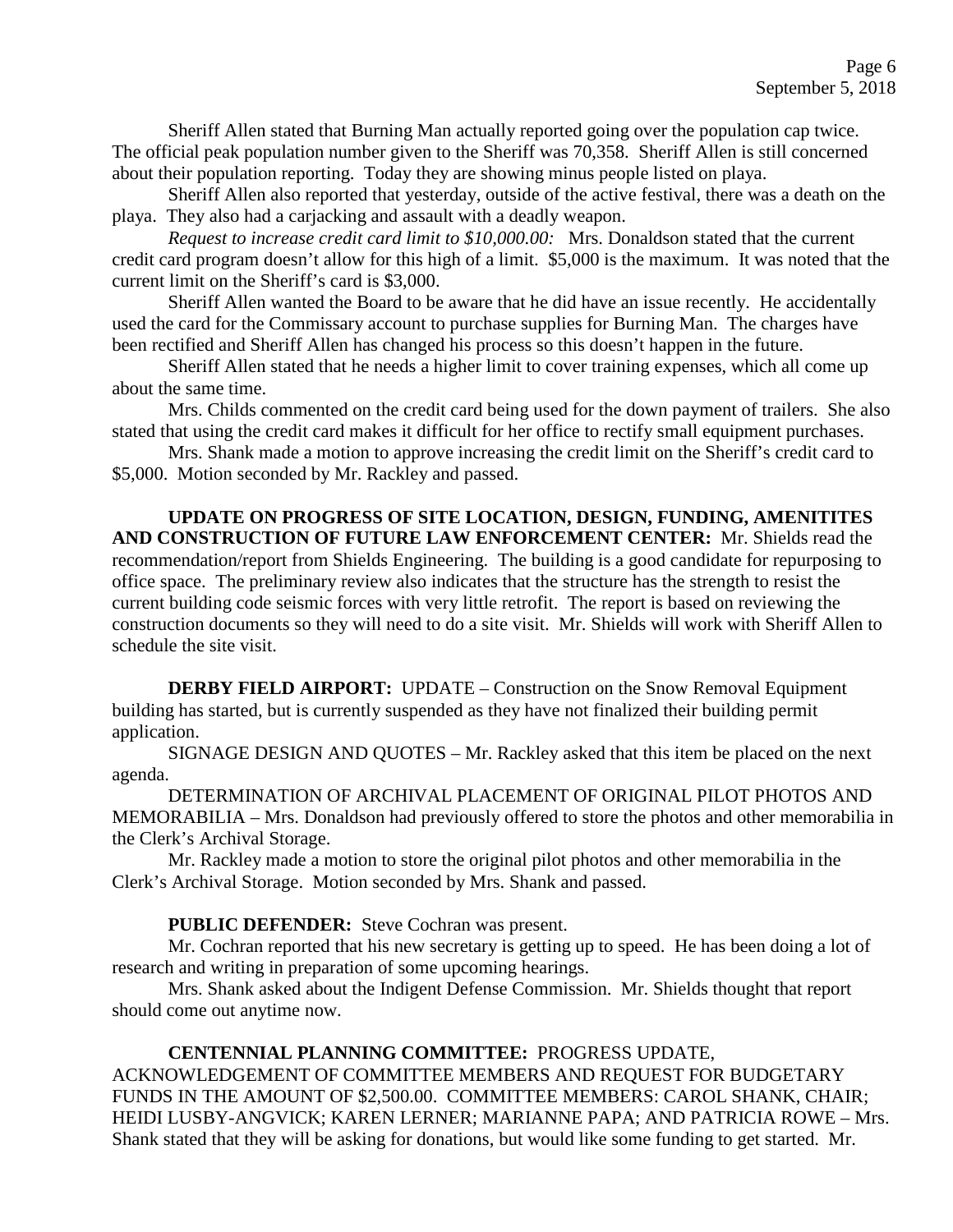Sheriff Allen stated that Burning Man actually reported going over the population cap twice. The official peak population number given to the Sheriff was 70,358. Sheriff Allen is still concerned about their population reporting. Today they are showing minus people listed on playa.

Sheriff Allen also reported that yesterday, outside of the active festival, there was a death on the playa. They also had a carjacking and assault with a deadly weapon.

*Request to increase credit card limit to $10,000.00:* Mrs. Donaldson stated that the current credit card program doesn't allow for this high of a limit. $5,000 is the maximum. It was noted that the current limit on the Sheriff's card is $3,000.

Sheriff Allen wanted the Board to be aware that he did have an issue recently. He accidentally used the card for the Commissary account to purchase supplies for Burning Man. The charges have been rectified and Sheriff Allen has changed his process so this doesn't happen in the future.

Sheriff Allen stated that he needs a higher limit to cover training expenses, which all come up about the same time.

Mrs. Childs commented on the credit card being used for the down payment of trailers. She also stated that using the credit card makes it difficult for her office to rectify small equipment purchases.

Mrs. Shank made a motion to approve increasing the credit limit on the Sheriff's credit card to $5,000. Motion seconded by Mr. Rackley and passed.

**UPDATE ON PROGRESS OF SITE LOCATION, DESIGN, FUNDING, AMENITITES AND CONSTRUCTION OF FUTURE LAW ENFORCEMENT CENTER:** Mr. Shields read the recommendation/report from Shields Engineering. The building is a good candidate for repurposing to office space. The preliminary review also indicates that the structure has the strength to resist the current building code seismic forces with very little retrofit. The report is based on reviewing the construction documents so they will need to do a site visit. Mr. Shields will work with Sheriff Allen to schedule the site visit.

**DERBY FIELD AIRPORT:** UPDATE – Construction on the Snow Removal Equipment building has started, but is currently suspended as they have not finalized their building permit application.

SIGNAGE DESIGN AND QUOTES – Mr. Rackley asked that this item be placed on the next agenda.

DETERMINATION OF ARCHIVAL PLACEMENT OF ORIGINAL PILOT PHOTOS AND MEMORABILIA – Mrs. Donaldson had previously offered to store the photos and other memorabilia in the Clerk's Archival Storage.

Mr. Rackley made a motion to store the original pilot photos and other memorabilia in the Clerk's Archival Storage. Motion seconded by Mrs. Shank and passed.

**PUBLIC DEFENDER:** Steve Cochran was present.

Mr. Cochran reported that his new secretary is getting up to speed. He has been doing a lot of research and writing in preparation of some upcoming hearings.

Mrs. Shank asked about the Indigent Defense Commission. Mr. Shields thought that report should come out anytime now.

**CENTENNIAL PLANNING COMMITTEE:** PROGRESS UPDATE, ACKNOWLEDGEMENT OF COMMITTEE MEMBERS AND REQUEST FOR BUDGETARY FUNDS IN THE AMOUNT OF $2,500.00. COMMITTEE MEMBERS: CAROL SHANK, CHAIR; HEIDI LUSBY-ANGVICK; KAREN LERNER; MARIANNE PAPA; AND PATRICIA ROWE – Mrs. Shank stated that they will be asking for donations, but would like some funding to get started. Mr.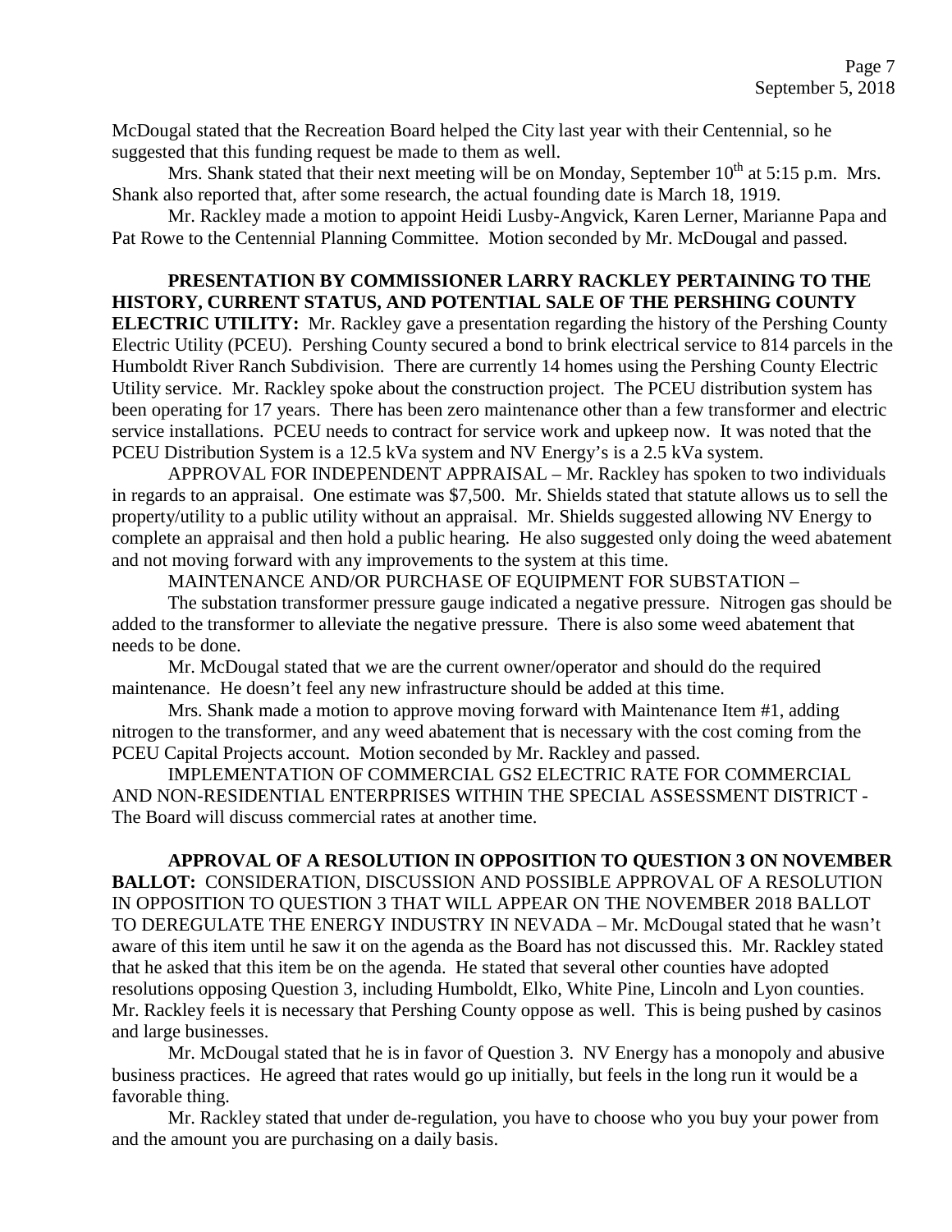McDougal stated that the Recreation Board helped the City last year with their Centennial, so he suggested that this funding request be made to them as well.

Mrs. Shank stated that their next meeting will be on Monday, September 10th at 5:15 p.m. Mrs. Shank also reported that, after some research, the actual founding date is March 18, 1919.

Mr. Rackley made a motion to appoint Heidi Lusby-Angvick, Karen Lerner, Marianne Papa and Pat Rowe to the Centennial Planning Committee. Motion seconded by Mr. McDougal and passed.

**PRESENTATION BY COMMISSIONER LARRY RACKLEY PERTAINING TO THE HISTORY, CURRENT STATUS, AND POTENTIAL SALE OF THE PERSHING COUNTY ELECTRIC UTILITY:** Mr. Rackley gave a presentation regarding the history of the Pershing County Electric Utility (PCEU). Pershing County secured a bond to brink electrical service to 814 parcels in the Humboldt River Ranch Subdivision. There are currently 14 homes using the Pershing County Electric Utility service. Mr. Rackley spoke about the construction project. The PCEU distribution system has been operating for 17 years. There has been zero maintenance other than a few transformer and electric service installations. PCEU needs to contract for service work and upkeep now. It was noted that the PCEU Distribution System is a 12.5 kVa system and NV Energy's is a 2.5 kVa system.

APPROVAL FOR INDEPENDENT APPRAISAL – Mr. Rackley has spoken to two individuals in regards to an appraisal. One estimate was $7,500. Mr. Shields stated that statute allows us to sell the property/utility to a public utility without an appraisal. Mr. Shields suggested allowing NV Energy to complete an appraisal and then hold a public hearing. He also suggested only doing the weed abatement and not moving forward with any improvements to the system at this time.

MAINTENANCE AND/OR PURCHASE OF EQUIPMENT FOR SUBSTATION –

The substation transformer pressure gauge indicated a negative pressure. Nitrogen gas should be added to the transformer to alleviate the negative pressure. There is also some weed abatement that needs to be done.

Mr. McDougal stated that we are the current owner/operator and should do the required maintenance. He doesn't feel any new infrastructure should be added at this time.

Mrs. Shank made a motion to approve moving forward with Maintenance Item #1, adding nitrogen to the transformer, and any weed abatement that is necessary with the cost coming from the PCEU Capital Projects account. Motion seconded by Mr. Rackley and passed.

IMPLEMENTATION OF COMMERCIAL GS2 ELECTRIC RATE FOR COMMERCIAL AND NON-RESIDENTIAL ENTERPRISES WITHIN THE SPECIAL ASSESSMENT DISTRICT - The Board will discuss commercial rates at another time.

**APPROVAL OF A RESOLUTION IN OPPOSITION TO QUESTION 3 ON NOVEMBER BALLOT:** CONSIDERATION, DISCUSSION AND POSSIBLE APPROVAL OF A RESOLUTION IN OPPOSITION TO QUESTION 3 THAT WILL APPEAR ON THE NOVEMBER 2018 BALLOT TO DEREGULATE THE ENERGY INDUSTRY IN NEVADA – Mr. McDougal stated that he wasn't aware of this item until he saw it on the agenda as the Board has not discussed this. Mr. Rackley stated that he asked that this item be on the agenda. He stated that several other counties have adopted resolutions opposing Question 3, including Humboldt, Elko, White Pine, Lincoln and Lyon counties. Mr. Rackley feels it is necessary that Pershing County oppose as well. This is being pushed by casinos and large businesses.

Mr. McDougal stated that he is in favor of Question 3. NV Energy has a monopoly and abusive business practices. He agreed that rates would go up initially, but feels in the long run it would be a favorable thing.

Mr. Rackley stated that under de-regulation, you have to choose who you buy your power from and the amount you are purchasing on a daily basis.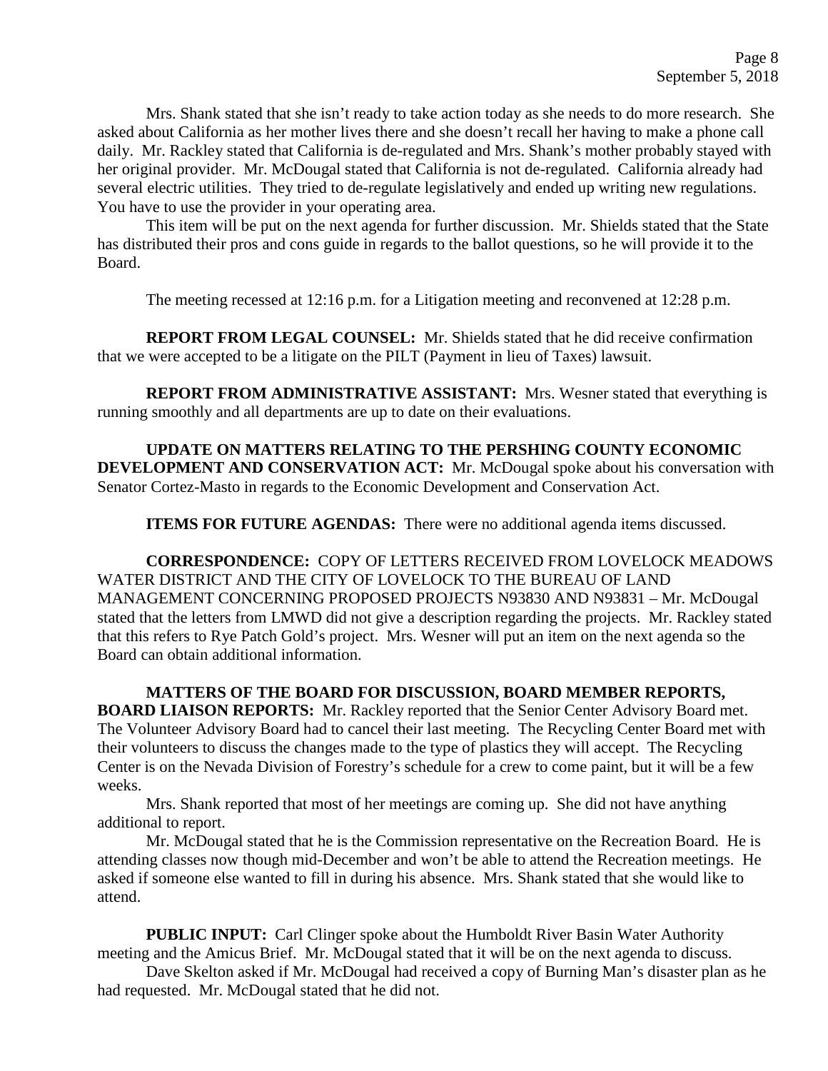Mrs. Shank stated that she isn't ready to take action today as she needs to do more research. She asked about California as her mother lives there and she doesn't recall her having to make a phone call daily. Mr. Rackley stated that California is de-regulated and Mrs. Shank's mother probably stayed with her original provider. Mr. McDougal stated that California is not de-regulated. California already had several electric utilities. They tried to de-regulate legislatively and ended up writing new regulations. You have to use the provider in your operating area.

This item will be put on the next agenda for further discussion. Mr. Shields stated that the State has distributed their pros and cons guide in regards to the ballot questions, so he will provide it to the Board.

The meeting recessed at 12:16 p.m. for a Litigation meeting and reconvened at 12:28 p.m.

**REPORT FROM LEGAL COUNSEL:** Mr. Shields stated that he did receive confirmation that we were accepted to be a litigate on the PILT (Payment in lieu of Taxes) lawsuit.

**REPORT FROM ADMINISTRATIVE ASSISTANT:** Mrs. Wesner stated that everything is running smoothly and all departments are up to date on their evaluations.

**UPDATE ON MATTERS RELATING TO THE PERSHING COUNTY ECONOMIC DEVELOPMENT AND CONSERVATION ACT:** Mr. McDougal spoke about his conversation with Senator Cortez-Masto in regards to the Economic Development and Conservation Act.

**ITEMS FOR FUTURE AGENDAS:** There were no additional agenda items discussed.

**CORRESPONDENCE:** COPY OF LETTERS RECEIVED FROM LOVELOCK MEADOWS WATER DISTRICT AND THE CITY OF LOVELOCK TO THE BUREAU OF LAND MANAGEMENT CONCERNING PROPOSED PROJECTS N93830 AND N93831 – Mr. McDougal stated that the letters from LMWD did not give a description regarding the projects. Mr. Rackley stated that this refers to Rye Patch Gold's project. Mrs. Wesner will put an item on the next agenda so the Board can obtain additional information.

**MATTERS OF THE BOARD FOR DISCUSSION, BOARD MEMBER REPORTS, BOARD LIAISON REPORTS:** Mr. Rackley reported that the Senior Center Advisory Board met. The Volunteer Advisory Board had to cancel their last meeting. The Recycling Center Board met with their volunteers to discuss the changes made to the type of plastics they will accept. The Recycling Center is on the Nevada Division of Forestry's schedule for a crew to come paint, but it will be a few weeks.

Mrs. Shank reported that most of her meetings are coming up. She did not have anything additional to report.

Mr. McDougal stated that he is the Commission representative on the Recreation Board. He is attending classes now though mid-December and won't be able to attend the Recreation meetings. He asked if someone else wanted to fill in during his absence. Mrs. Shank stated that she would like to attend.

**PUBLIC INPUT:** Carl Clinger spoke about the Humboldt River Basin Water Authority meeting and the Amicus Brief. Mr. McDougal stated that it will be on the next agenda to discuss.

Dave Skelton asked if Mr. McDougal had received a copy of Burning Man's disaster plan as he had requested. Mr. McDougal stated that he did not.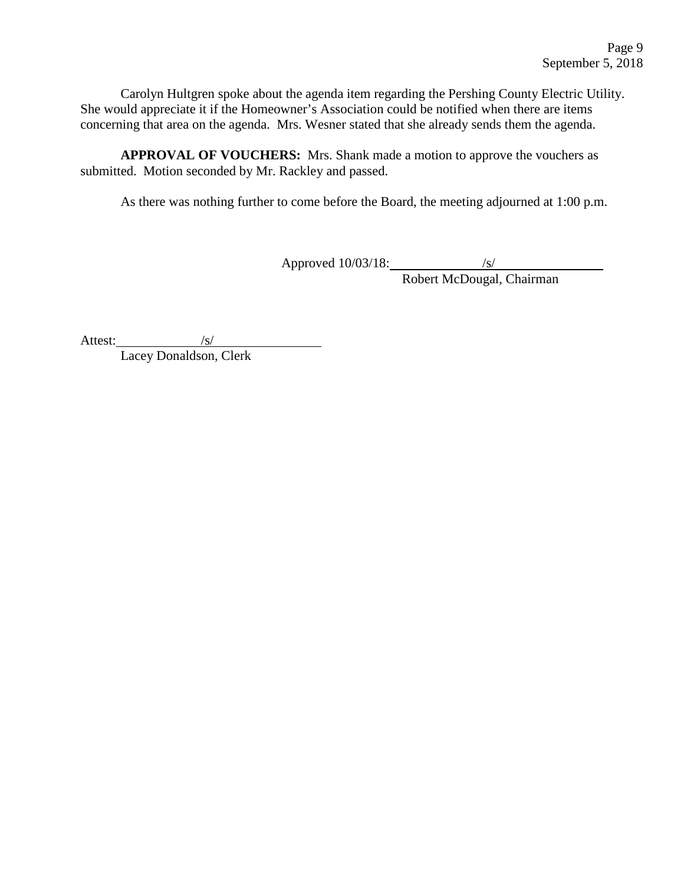Carolyn Hultgren spoke about the agenda item regarding the Pershing County Electric Utility. She would appreciate it if the Homeowner's Association could be notified when there are items concerning that area on the agenda. Mrs. Wesner stated that she already sends them the agenda.

**APPROVAL OF VOUCHERS:** Mrs. Shank made a motion to approve the vouchers as submitted. Motion seconded by Mr. Rackley and passed.

As there was nothing further to come before the Board, the meeting adjourned at 1:00 p.m.

Approved 10/03/18: /s/
Robert McDougal, Chairman

Attest: /s/
Lacey Donaldson, Clerk